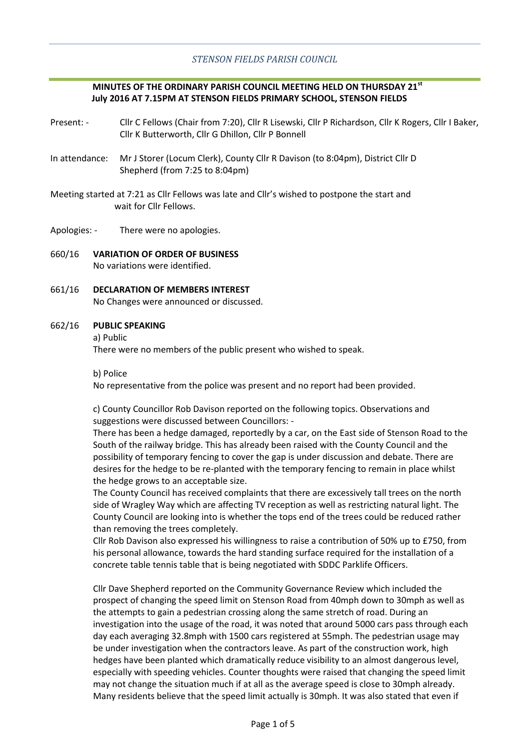*STENSON FIELDS PARISH COUNCIL*

**MINUTES OF THE ORDINARY PARISH COUNCIL MEETING HELD ON THURSDAY 21st July 2016 AT 7.15PM AT STENSON FIELDS PRIMARY SCHOOL, STENSON FIELDS**

Present: - Cllr C Fellows (Chair from 7:20), Cllr R Lisewski, Cllr P Richardson, Cllr K Rogers, Cllr I Baker, Cllr K Butterworth, Cllr G Dhillon, Cllr P Bonnell

In attendance: Mr J Storer (Locum Clerk), County Cllr R Davison (to 8:04pm), District Cllr D Shepherd (from 7:25 to 8:04pm)

Meeting started at 7:21 as Cllr Fellows was late and Cllr's wished to postpone the start and wait for Cllr Fellows.

Apologies: - There were no apologies.

660/16 **VARIATION OF ORDER OF BUSINESS**
No variations were identified.

661/16 **DECLARATION OF MEMBERS INTEREST**
No Changes were announced or discussed.

662/16 **PUBLIC SPEAKING**

a) Public
There were no members of the public present who wished to speak.

b) Police
No representative from the police was present and no report had been provided.

c) County Councillor Rob Davison reported on the following topics. Observations and suggestions were discussed between Councillors: -
There has been a hedge damaged, reportedly by a car, on the East side of Stenson Road to the South of the railway bridge. This has already been raised with the County Council and the possibility of temporary fencing to cover the gap is under discussion and debate. There are desires for the hedge to be re-planted with the temporary fencing to remain in place whilst the hedge grows to an acceptable size.
The County Council has received complaints that there are excessively tall trees on the north side of Wragley Way which are affecting TV reception as well as restricting natural light. The County Council are looking into is whether the tops end of the trees could be reduced rather than removing the trees completely.
Cllr Rob Davison also expressed his willingness to raise a contribution of 50% up to £750, from his personal allowance, towards the hard standing surface required for the installation of a concrete table tennis table that is being negotiated with SDDC Parklife Officers.

Cllr Dave Shepherd reported on the Community Governance Review which included the prospect of changing the speed limit on Stenson Road from 40mph down to 30mph as well as the attempts to gain a pedestrian crossing along the same stretch of road. During an investigation into the usage of the road, it was noted that around 5000 cars pass through each day each averaging 32.8mph with 1500 cars registered at 55mph. The pedestrian usage may be under investigation when the contractors leave. As part of the construction work, high hedges have been planted which dramatically reduce visibility to an almost dangerous level, especially with speeding vehicles. Counter thoughts were raised that changing the speed limit may not change the situation much if at all as the average speed is close to 30mph already. Many residents believe that the speed limit actually is 30mph. It was also stated that even if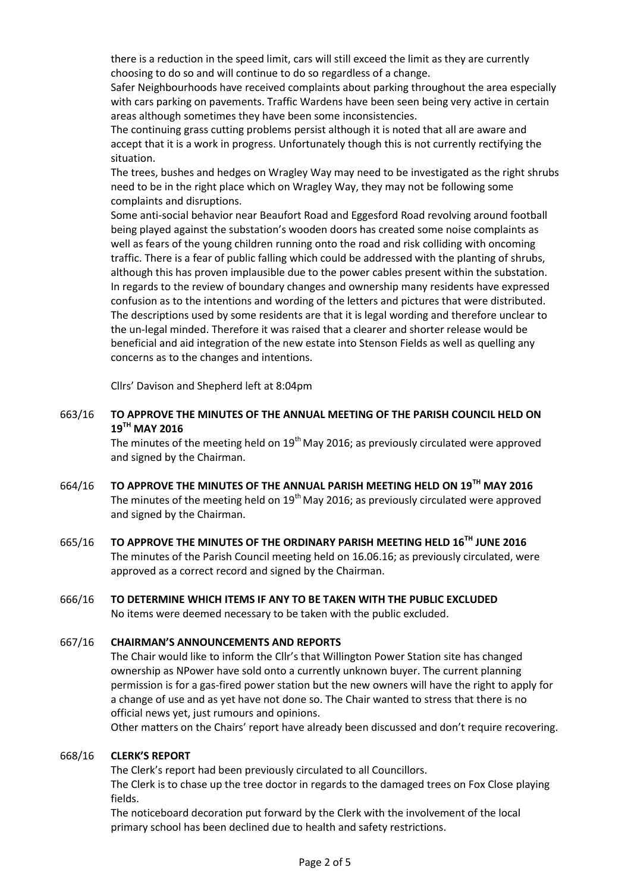there is a reduction in the speed limit, cars will still exceed the limit as they are currently choosing to do so and will continue to do so regardless of a change.

Safer Neighbourhoods have received complaints about parking throughout the area especially with cars parking on pavements. Traffic Wardens have been seen being very active in certain areas although sometimes they have been some inconsistencies.

The continuing grass cutting problems persist although it is noted that all are aware and accept that it is a work in progress. Unfortunately though this is not currently rectifying the situation.

The trees, bushes and hedges on Wragley Way may need to be investigated as the right shrubs need to be in the right place which on Wragley Way, they may not be following some complaints and disruptions.

Some anti-social behavior near Beaufort Road and Eggesford Road revolving around football being played against the substation's wooden doors has created some noise complaints as well as fears of the young children running onto the road and risk colliding with oncoming traffic. There is a fear of public falling which could be addressed with the planting of shrubs, although this has proven implausible due to the power cables present within the substation.

In regards to the review of boundary changes and ownership many residents have expressed confusion as to the intentions and wording of the letters and pictures that were distributed. The descriptions used by some residents are that it is legal wording and therefore unclear to the un-legal minded. Therefore it was raised that a clearer and shorter release would be beneficial and aid integration of the new estate into Stenson Fields as well as quelling any concerns as to the changes and intentions.

Cllrs' Davison and Shepherd left at 8:04pm

**663/16 TO APPROVE THE MINUTES OF THE ANNUAL MEETING OF THE PARISH COUNCIL HELD ON 19TH MAY 2016**

The minutes of the meeting held on 19th May 2016; as previously circulated were approved and signed by the Chairman.

**664/16 TO APPROVE THE MINUTES OF THE ANNUAL PARISH MEETING HELD ON 19TH MAY 2016**

The minutes of the meeting held on 19th May 2016; as previously circulated were approved and signed by the Chairman.

**665/16 TO APPROVE THE MINUTES OF THE ORDINARY PARISH MEETING HELD 16TH JUNE 2016**

The minutes of the Parish Council meeting held on 16.06.16; as previously circulated, were approved as a correct record and signed by the Chairman.

**666/16 TO DETERMINE WHICH ITEMS IF ANY TO BE TAKEN WITH THE PUBLIC EXCLUDED**

No items were deemed necessary to be taken with the public excluded.

**667/16 CHAIRMAN'S ANNOUNCEMENTS AND REPORTS**

The Chair would like to inform the Cllr's that Willington Power Station site has changed ownership as NPower have sold onto a currently unknown buyer. The current planning permission is for a gas-fired power station but the new owners will have the right to apply for a change of use and as yet have not done so. The Chair wanted to stress that there is no official news yet, just rumours and opinions.

Other matters on the Chairs' report have already been discussed and don't require recovering.

**668/16 CLERK'S REPORT**

The Clerk's report had been previously circulated to all Councillors.

The Clerk is to chase up the tree doctor in regards to the damaged trees on Fox Close playing fields.

The noticeboard decoration put forward by the Clerk with the involvement of the local primary school has been declined due to health and safety restrictions.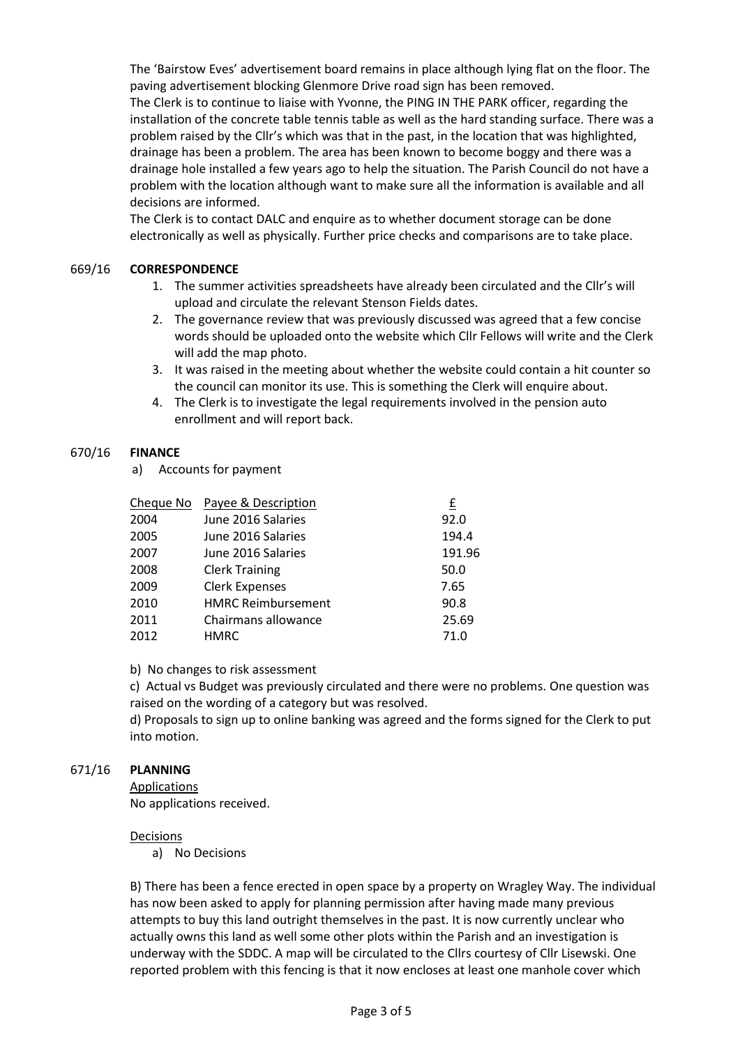The 'Bairstow Eves' advertisement board remains in place although lying flat on the floor. The paving advertisement blocking Glenmore Drive road sign has been removed.
The Clerk is to continue to liaise with Yvonne, the PING IN THE PARK officer, regarding the installation of the concrete table tennis table as well as the hard standing surface. There was a problem raised by the Cllr's which was that in the past, in the location that was highlighted, drainage has been a problem. The area has been known to become boggy and there was a drainage hole installed a few years ago to help the situation. The Parish Council do not have a problem with the location although want to make sure all the information is available and all decisions are informed.
The Clerk is to contact DALC and enquire as to whether document storage can be done electronically as well as physically. Further price checks and comparisons are to take place.

## 669/16 CORRESPONDENCE

1. The summer activities spreadsheets have already been circulated and the Cllr's will upload and circulate the relevant Stenson Fields dates.
2. The governance review that was previously discussed was agreed that a few concise words should be uploaded onto the website which Cllr Fellows will write and the Clerk will add the map photo.
3. It was raised in the meeting about whether the website could contain a hit counter so the council can monitor its use. This is something the Clerk will enquire about.
4. The Clerk is to investigate the legal requirements involved in the pension auto enrollment and will report back.

## 670/16 FINANCE

a) Accounts for payment

| Cheque No | Payee & Description | £ |
|---|---|---|
| 2004 | June 2016 Salaries | 92.0 |
| 2005 | June 2016 Salaries | 194.4 |
| 2007 | June 2016 Salaries | 191.96 |
| 2008 | Clerk Training | 50.0 |
| 2009 | Clerk Expenses | 7.65 |
| 2010 | HMRC Reimbursement | 90.8 |
| 2011 | Chairmans allowance | 25.69 |
| 2012 | HMRC | 71.0 |

b) No changes to risk assessment

c) Actual vs Budget was previously circulated and there were no problems. One question was raised on the wording of a category but was resolved.

d) Proposals to sign up to online banking was agreed and the forms signed for the Clerk to put into motion.

## 671/16 PLANNING

Applications

No applications received.

Decisions

a) No Decisions

B) There has been a fence erected in open space by a property on Wragley Way. The individual has now been asked to apply for planning permission after having made many previous attempts to buy this land outright themselves in the past. It is now currently unclear who actually owns this land as well some other plots within the Parish and an investigation is underway with the SDDC. A map will be circulated to the Cllrs courtesy of Cllr Lisewski. One reported problem with this fencing is that it now encloses at least one manhole cover which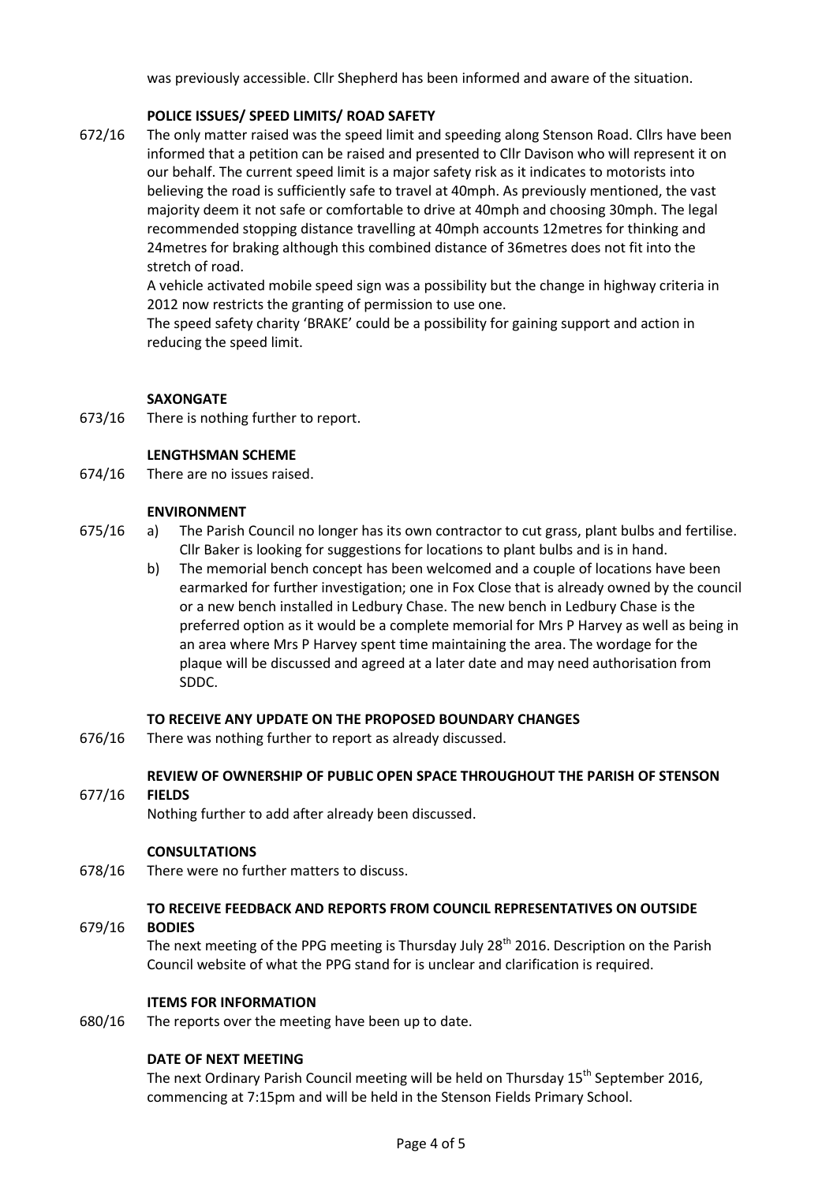was previously accessible. Cllr Shepherd has been informed and aware of the situation.

**POLICE ISSUES/ SPEED LIMITS/ ROAD SAFETY**

672/16 The only matter raised was the speed limit and speeding along Stenson Road. Cllrs have been informed that a petition can be raised and presented to Cllr Davison who will represent it on our behalf. The current speed limit is a major safety risk as it indicates to motorists into believing the road is sufficiently safe to travel at 40mph. As previously mentioned, the vast majority deem it not safe or comfortable to drive at 40mph and choosing 30mph. The legal recommended stopping distance travelling at 40mph accounts 12metres for thinking and 24metres for braking although this combined distance of 36metres does not fit into the stretch of road.

A vehicle activated mobile speed sign was a possibility but the change in highway criteria in 2012 now restricts the granting of permission to use one.

The speed safety charity 'BRAKE' could be a possibility for gaining support and action in reducing the speed limit.

**SAXONGATE**

673/16 There is nothing further to report.

**LENGTHSMAN SCHEME**

674/16 There are no issues raised.

**ENVIRONMENT**

675/16
a) The Parish Council no longer has its own contractor to cut grass, plant bulbs and fertilise. Cllr Baker is looking for suggestions for locations to plant bulbs and is in hand.
b) The memorial bench concept has been welcomed and a couple of locations have been earmarked for further investigation; one in Fox Close that is already owned by the council or a new bench installed in Ledbury Chase. The new bench in Ledbury Chase is the preferred option as it would be a complete memorial for Mrs P Harvey as well as being in an area where Mrs P Harvey spent time maintaining the area. The wordage for the plaque will be discussed and agreed at a later date and may need authorisation from SDDC.

**TO RECEIVE ANY UPDATE ON THE PROPOSED BOUNDARY CHANGES**

676/16 There was nothing further to report as already discussed.

**REVIEW OF OWNERSHIP OF PUBLIC OPEN SPACE THROUGHOUT THE PARISH OF STENSON FIELDS**

677/16 Nothing further to add after already been discussed.

**CONSULTATIONS**

678/16 There were no further matters to discuss.

**TO RECEIVE FEEDBACK AND REPORTS FROM COUNCIL REPRESENTATIVES ON OUTSIDE BODIES**

679/16 The next meeting of the PPG meeting is Thursday July 28th 2016. Description on the Parish Council website of what the PPG stand for is unclear and clarification is required.

**ITEMS FOR INFORMATION**

680/16 The reports over the meeting have been up to date.

**DATE OF NEXT MEETING**

The next Ordinary Parish Council meeting will be held on Thursday 15th September 2016, commencing at 7:15pm and will be held in the Stenson Fields Primary School.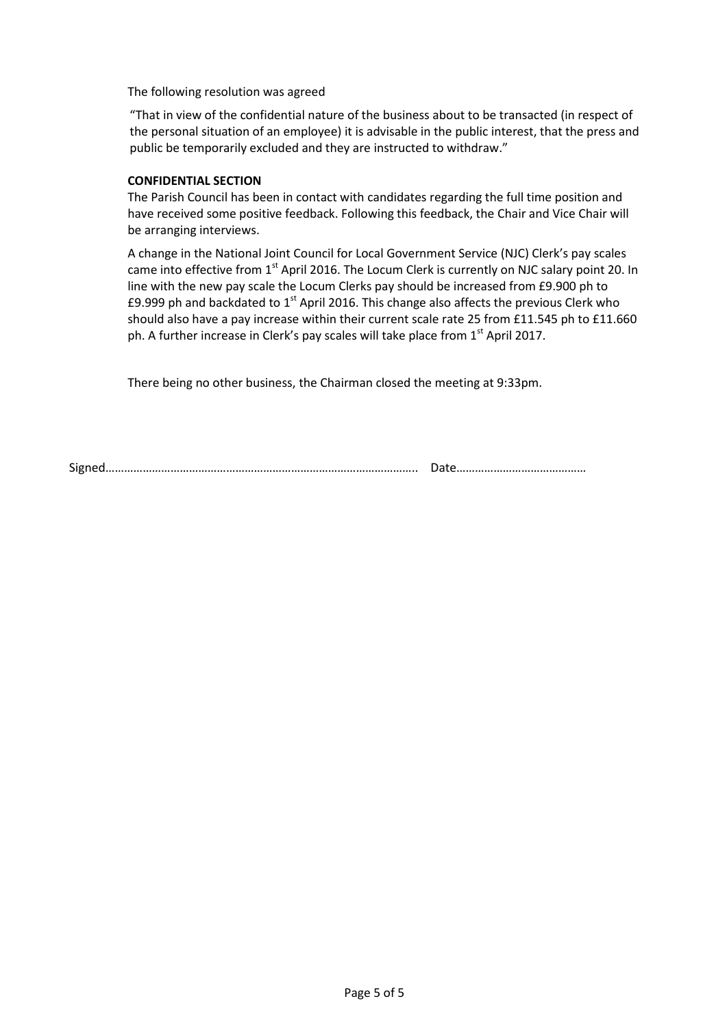The following resolution was agreed

"That in view of the confidential nature of the business about to be transacted (in respect of the personal situation of an employee) it is advisable in the public interest, that the press and public be temporarily excluded and they are instructed to withdraw."

**CONFIDENTIAL SECTION**

The Parish Council has been in contact with candidates regarding the full time position and have received some positive feedback. Following this feedback, the Chair and Vice Chair will be arranging interviews.

A change in the National Joint Council for Local Government Service (NJC) Clerk's pay scales came into effective from 1st April 2016. The Locum Clerk is currently on NJC salary point 20. In line with the new pay scale the Locum Clerks pay should be increased from £9.900 ph to £9.999 ph and backdated to 1st April 2016. This change also affects the previous Clerk who should also have a pay increase within their current scale rate 25 from £11.545 ph to £11.660 ph. A further increase in Clerk's pay scales will take place from 1st April 2017.

There being no other business, the Chairman closed the meeting at 9:33pm.

Signed……………………………………………………………………………………….. Date……………………………………